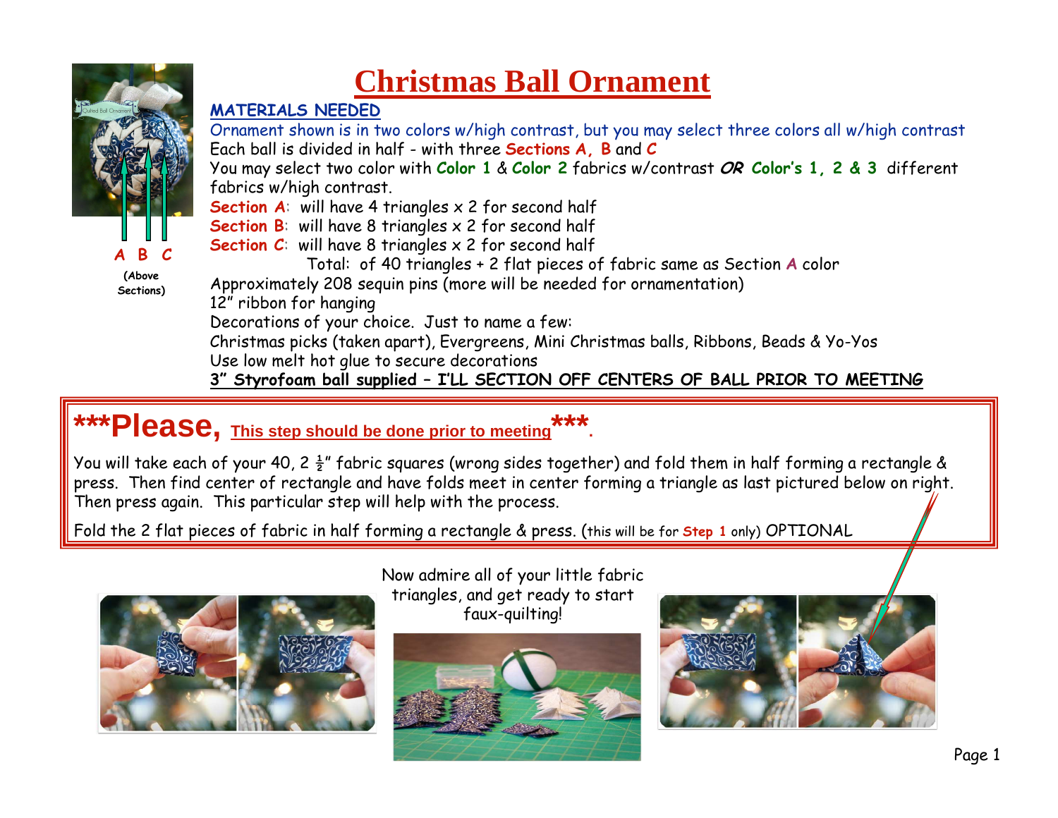A B C

(Above Sections)

# Christmas Ball Ornament

**MATERIALS NEEDED**

Ornament shown is in two colors w/high contrast, but you may select three colors all w/high contrast

Each ball is divided in half - with three **Sections A, B** and **C**

You may select two color with **Color 1** & **Color 2** fabrics w/contrast ***OR*** **Color's 1, 2 & 3** different fabrics w/high contrast.

**Section A**: will have 4 triangles x 2 for second half

**Section B**: will have 8 triangles x 2 for second half

**Section C**: will have 8 triangles x 2 for second half

Total: of 40 triangles + 2 flat pieces of fabric same as Section **A** color

Approximately 208 sequin pins (more will be needed for ornamentation)

12" ribbon for hanging

Decorations of your choice. Just to name a few:

Christmas picks (taken apart), Evergreens, Mini Christmas balls, Ribbons, Beads & Yo-Yos

Use low melt hot glue to secure decorations

**3" Styrofoam ball supplied – I'LL SECTION OFF CENTERS OF BALL PRIOR TO MEETING**

## ***Please, This step should be done prior to meeting***.

You will take each of your 40, 2 ½" fabric squares (wrong sides together) and fold them in half forming a rectangle & press. Then find center of rectangle and have folds meet in center forming a triangle as last pictured below on right. Then press again. This particular step will help with the process.

Fold the 2 flat pieces of fabric in half forming a rectangle & press. (this will be for **Step 1** only) OPTIONAL

Now admire all of your little fabric triangles, and get ready to start faux-quilting!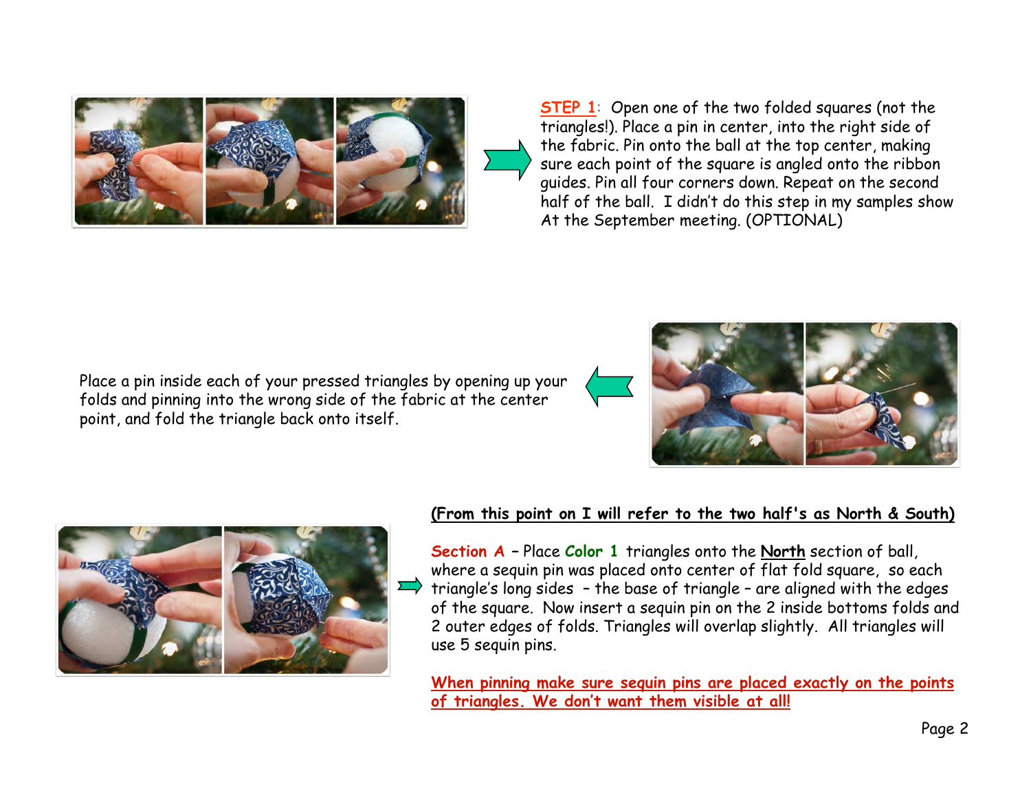**STEP 1**: Open one of the two folded squares (not the triangles!). Place a pin in center, into the right side of the fabric. Pin onto the ball at the top center, making sure each point of the square is angled onto the ribbon guides. Pin all four corners down. Repeat on the second half of the ball. I didn't do this step in my samples show At the September meeting. (OPTIONAL)

Place a pin inside each of your pressed triangles by opening up your folds and pinning into the wrong side of the fabric at the center point, and fold the triangle back onto itself.

**(From this point on I will refer to the two half's as North & South)**

**Section A** – Place **Color 1** triangles onto the **North** section of ball, where a sequin pin was placed onto center of flat fold square, so each triangle's long sides – the base of triangle – are aligned with the edges of the square. Now insert a sequin pin on the 2 inside bottoms folds and 2 outer edges of folds. Triangles will overlap slightly. All triangles will use 5 sequin pins.

**When pinning make sure sequin pins are placed exactly on the points of triangles. We don't want them visible at all!**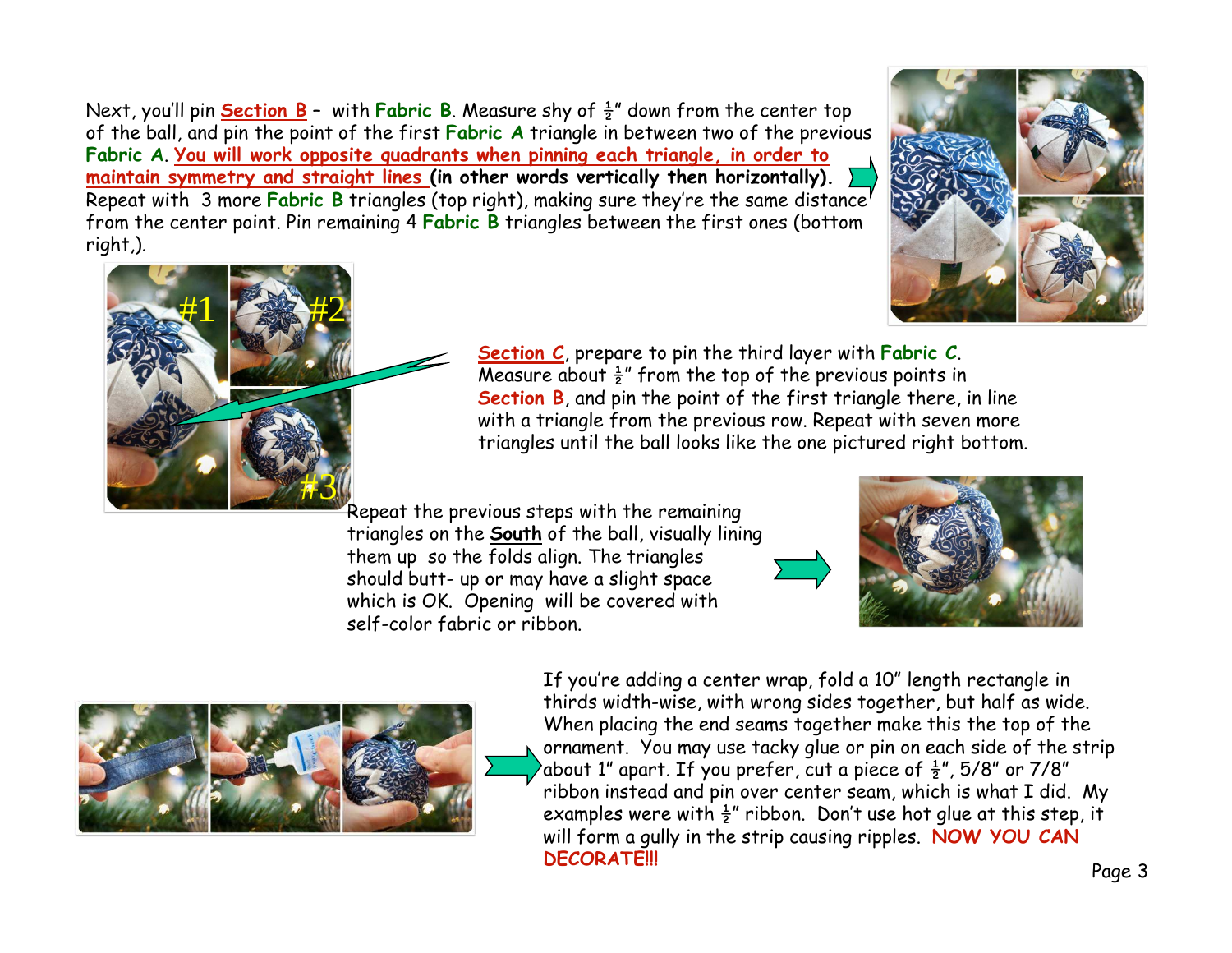Next, you'll pin **Section B** – with **Fabric B**. Measure shy of ½" down from the center top of the ball, and pin the point of the first **Fabric A** triangle in between two of the previous **Fabric A**. **You will work opposite quadrants when pinning each triangle, in order to maintain symmetry and straight lines** **(in other words vertically then horizontally).** Repeat with 3 more **Fabric B** triangles (top right), making sure they're the same distance from the center point. Pin remaining 4 **Fabric B** triangles between the first ones (bottom right,).

#1

#2

#3

**Section C**, prepare to pin the third layer with **Fabric C**. Measure about ½" from the top of the previous points in **Section B**, and pin the point of the first triangle there, in line with a triangle from the previous row. Repeat with seven more triangles until the ball looks like the one pictured right bottom.

Repeat the previous steps with the remaining triangles on the **South** of the ball, visually lining them up so the folds align. The triangles should butt- up or may have a slight space which is OK. Opening will be covered with self-color fabric or ribbon.

If you're adding a center wrap, fold a 10" length rectangle in thirds width-wise, with wrong sides together, but half as wide. When placing the end seams together make this the top of the ornament. You may use tacky glue or pin on each side of the strip about 1" apart. If you prefer, cut a piece of ½", 5/8" or 7/8" ribbon instead and pin over center seam, which is what I did. My examples were with ½" ribbon. Don't use hot glue at this step, it will form a gully in the strip causing ripples. **NOW YOU CAN DECORATE!!!**